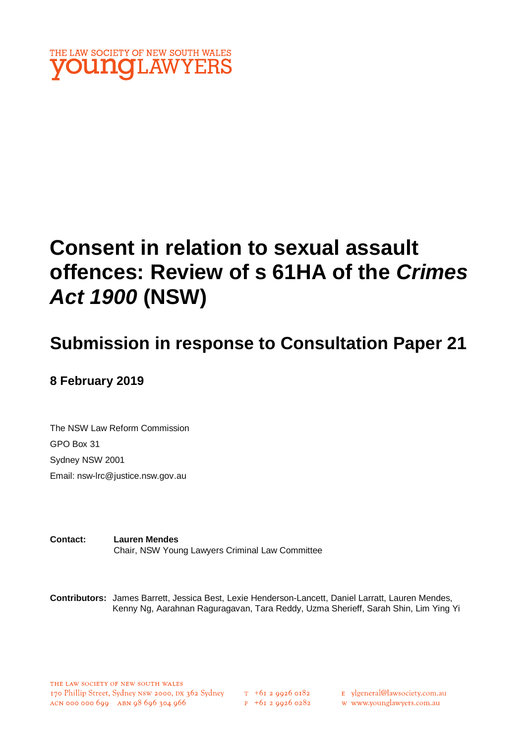THE LAW SOCIETY OF NEW SOUTH WALES
**young**LAWYERS

# Consent in relation to sexual assault offences: Review of s 61HA of the *Crimes Act 1900* (NSW)

## Submission in response to Consultation Paper 21

**8 February 2019**

The NSW Law Reform Commission
GPO Box 31
Sydney NSW 2001
Email: nsw-lrc@justice.nsw.gov.au

**Contact:** **Lauren Mendes**
Chair, NSW Young Lawyers Criminal Law Committee

**Contributors:** James Barrett, Jessica Best, Lexie Henderson-Lancett, Daniel Larratt, Lauren Mendes, Kenny Ng, Aarahnan Raguragavan, Tara Reddy, Uzma Sherieff, Sarah Shin, Lim Ying Yi

THE LAW SOCIETY OF NEW SOUTH WALES
170 Phillip Street, Sydney NSW 2000, DX 362 Sydney
ACN 000 000 699 ABN 98 696 304 966
T +61 2 9926 0182
F +61 2 9926 0282
E ylgeneral@lawsociety.com.au
W www.younglawyers.com.au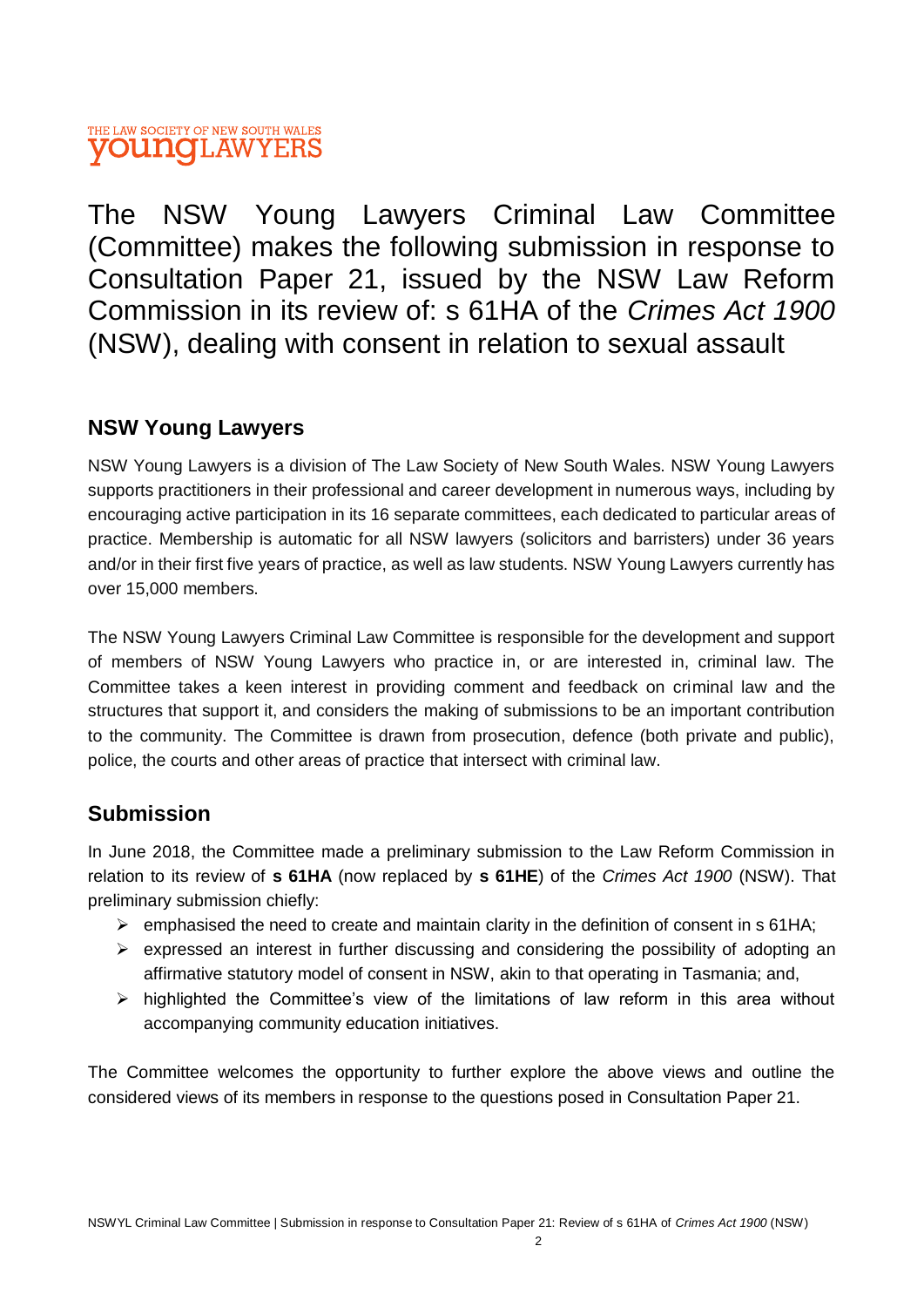THE LAW SOCIETY OF NEW SOUTH WALES
**youngLAWYERS**

# The NSW Young Lawyers Criminal Law Committee (Committee) makes the following submission in response to Consultation Paper 21, issued by the NSW Law Reform Commission in its review of: s 61HA of the *Crimes Act 1900* (NSW), dealing with consent in relation to sexual assault

## NSW Young Lawyers

NSW Young Lawyers is a division of The Law Society of New South Wales. NSW Young Lawyers supports practitioners in their professional and career development in numerous ways, including by encouraging active participation in its 16 separate committees, each dedicated to particular areas of practice. Membership is automatic for all NSW lawyers (solicitors and barristers) under 36 years and/or in their first five years of practice, as well as law students. NSW Young Lawyers currently has over 15,000 members.

The NSW Young Lawyers Criminal Law Committee is responsible for the development and support of members of NSW Young Lawyers who practice in, or are interested in, criminal law. The Committee takes a keen interest in providing comment and feedback on criminal law and the structures that support it, and considers the making of submissions to be an important contribution to the community. The Committee is drawn from prosecution, defence (both private and public), police, the courts and other areas of practice that intersect with criminal law.

## Submission

In June 2018, the Committee made a preliminary submission to the Law Reform Commission in relation to its review of **s 61HA** (now replaced by **s 61HE**) of the *Crimes Act 1900* (NSW). That preliminary submission chiefly:

- emphasised the need to create and maintain clarity in the definition of consent in s 61HA;
- expressed an interest in further discussing and considering the possibility of adopting an affirmative statutory model of consent in NSW, akin to that operating in Tasmania; and,
- highlighted the Committee's view of the limitations of law reform in this area without accompanying community education initiatives.

The Committee welcomes the opportunity to further explore the above views and outline the considered views of its members in response to the questions posed in Consultation Paper 21.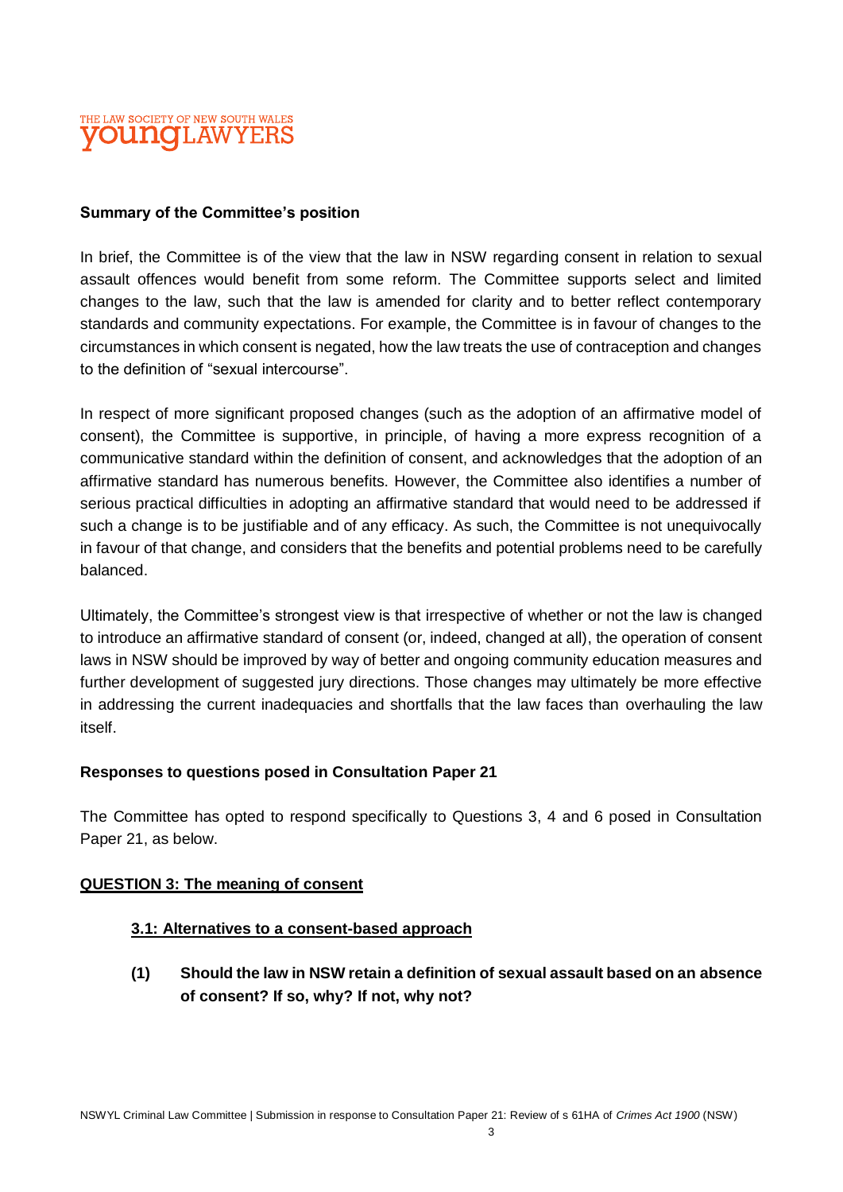**Summary of the Committee's position**

In brief, the Committee is of the view that the law in NSW regarding consent in relation to sexual assault offences would benefit from some reform. The Committee supports select and limited changes to the law, such that the law is amended for clarity and to better reflect contemporary standards and community expectations. For example, the Committee is in favour of changes to the circumstances in which consent is negated, how the law treats the use of contraception and changes to the definition of "sexual intercourse".

In respect of more significant proposed changes (such as the adoption of an affirmative model of consent), the Committee is supportive, in principle, of having a more express recognition of a communicative standard within the definition of consent, and acknowledges that the adoption of an affirmative standard has numerous benefits. However, the Committee also identifies a number of serious practical difficulties in adopting an affirmative standard that would need to be addressed if such a change is to be justifiable and of any efficacy. As such, the Committee is not unequivocally in favour of that change, and considers that the benefits and potential problems need to be carefully balanced.

Ultimately, the Committee's strongest view is that irrespective of whether or not the law is changed to introduce an affirmative standard of consent (or, indeed, changed at all), the operation of consent laws in NSW should be improved by way of better and ongoing community education measures and further development of suggested jury directions. Those changes may ultimately be more effective in addressing the current inadequacies and shortfalls that the law faces than overhauling the law itself.

**Responses to questions posed in Consultation Paper 21**

The Committee has opted to respond specifically to Questions 3, 4 and 6 posed in Consultation Paper 21, as below.

**QUESTION 3: The meaning of consent**

**3.1: Alternatives to a consent-based approach**

**(1) Should the law in NSW retain a definition of sexual assault based on an absence of consent? If so, why? If not, why not?**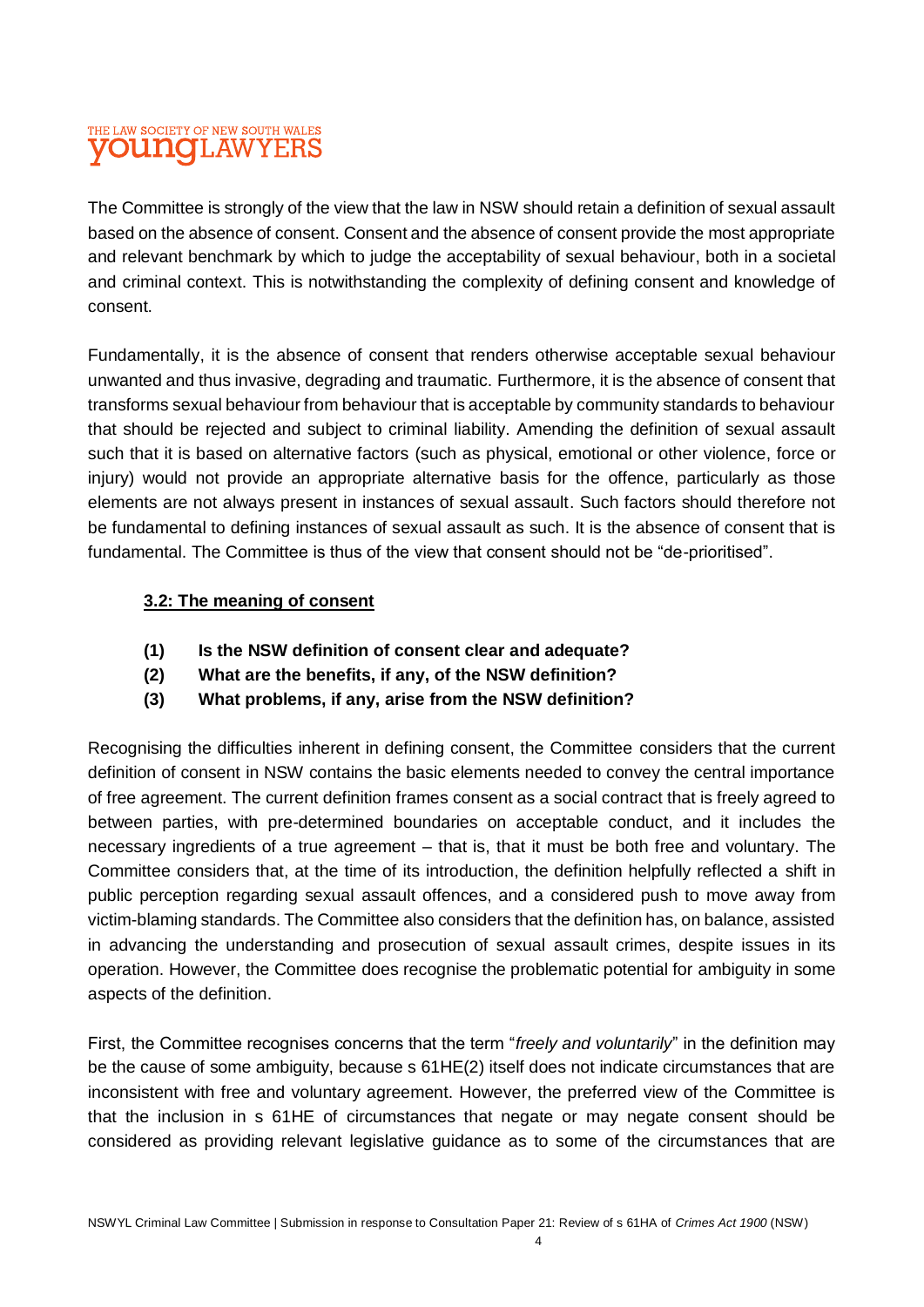The Committee is strongly of the view that the law in NSW should retain a definition of sexual assault based on the absence of consent. Consent and the absence of consent provide the most appropriate and relevant benchmark by which to judge the acceptability of sexual behaviour, both in a societal and criminal context. This is notwithstanding the complexity of defining consent and knowledge of consent.

Fundamentally, it is the absence of consent that renders otherwise acceptable sexual behaviour unwanted and thus invasive, degrading and traumatic. Furthermore, it is the absence of consent that transforms sexual behaviour from behaviour that is acceptable by community standards to behaviour that should be rejected and subject to criminal liability. Amending the definition of sexual assault such that it is based on alternative factors (such as physical, emotional or other violence, force or injury) would not provide an appropriate alternative basis for the offence, particularly as those elements are not always present in instances of sexual assault. Such factors should therefore not be fundamental to defining instances of sexual assault as such. It is the absence of consent that is fundamental. The Committee is thus of the view that consent should not be "de-prioritised".

### 3.2: The meaning of consent

**(1) Is the NSW definition of consent clear and adequate?**

**(2) What are the benefits, if any, of the NSW definition?**

**(3) What problems, if any, arise from the NSW definition?**

Recognising the difficulties inherent in defining consent, the Committee considers that the current definition of consent in NSW contains the basic elements needed to convey the central importance of free agreement. The current definition frames consent as a social contract that is freely agreed to between parties, with pre-determined boundaries on acceptable conduct, and it includes the necessary ingredients of a true agreement – that is, that it must be both free and voluntary. The Committee considers that, at the time of its introduction, the definition helpfully reflected a shift in public perception regarding sexual assault offences, and a considered push to move away from victim-blaming standards. The Committee also considers that the definition has, on balance, assisted in advancing the understanding and prosecution of sexual assault crimes, despite issues in its operation. However, the Committee does recognise the problematic potential for ambiguity in some aspects of the definition.

First, the Committee recognises concerns that the term "*freely and voluntarily*" in the definition may be the cause of some ambiguity, because s 61HE(2) itself does not indicate circumstances that are inconsistent with free and voluntary agreement. However, the preferred view of the Committee is that the inclusion in s 61HE of circumstances that negate or may negate consent should be considered as providing relevant legislative guidance as to some of the circumstances that are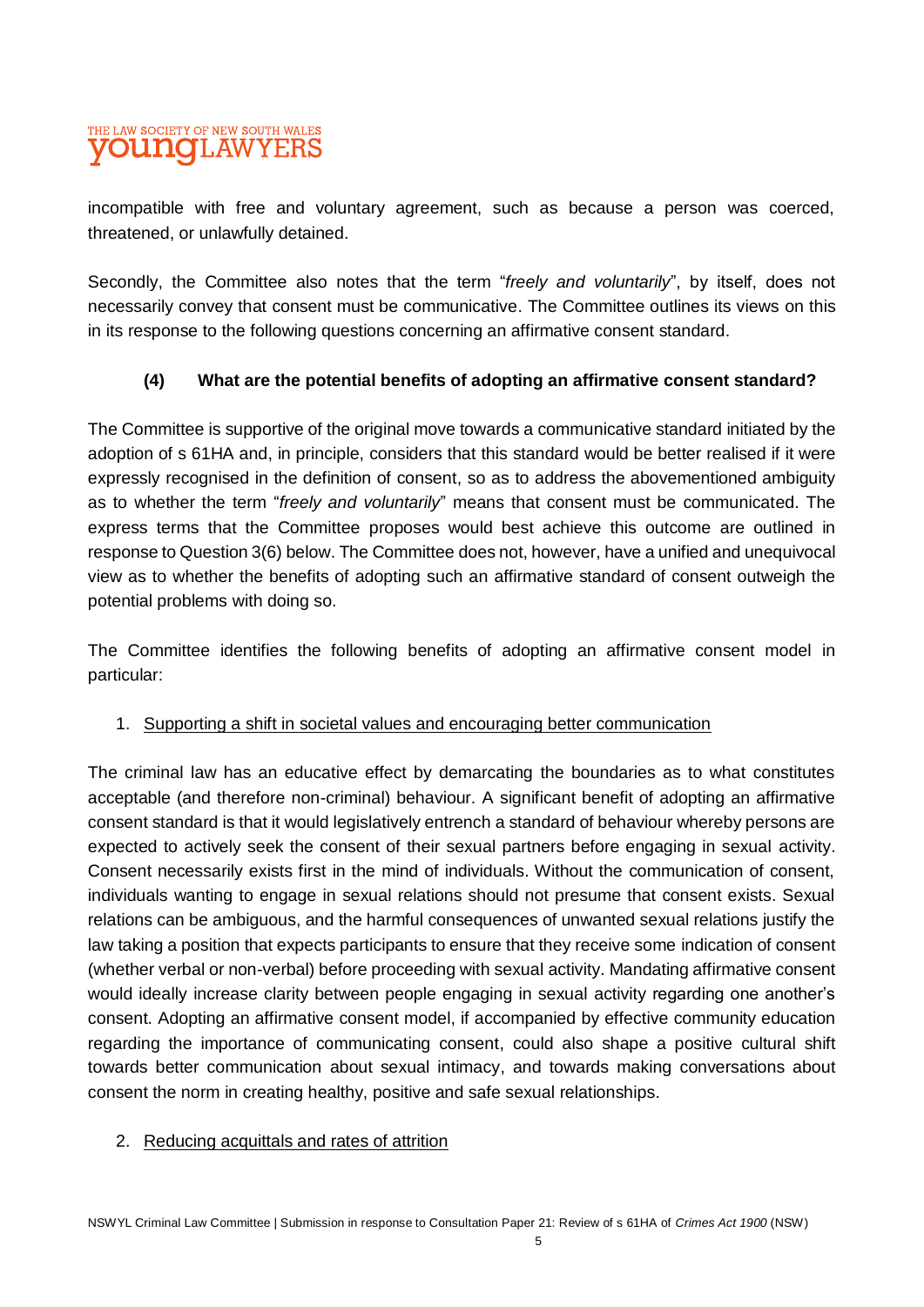incompatible with free and voluntary agreement, such as because a person was coerced, threatened, or unlawfully detained.

Secondly, the Committee also notes that the term "*freely and voluntarily*", by itself, does not necessarily convey that consent must be communicative. The Committee outlines its views on this in its response to the following questions concerning an affirmative consent standard.

### (4) What are the potential benefits of adopting an affirmative consent standard?

The Committee is supportive of the original move towards a communicative standard initiated by the adoption of s 61HA and, in principle, considers that this standard would be better realised if it were expressly recognised in the definition of consent, so as to address the abovementioned ambiguity as to whether the term "*freely and voluntarily*" means that consent must be communicated. The express terms that the Committee proposes would best achieve this outcome are outlined in response to Question 3(6) below. The Committee does not, however, have a unified and unequivocal view as to whether the benefits of adopting such an affirmative standard of consent outweigh the potential problems with doing so.

The Committee identifies the following benefits of adopting an affirmative consent model in particular:

1. <u>Supporting a shift in societal values and encouraging better communication</u>

The criminal law has an educative effect by demarcating the boundaries as to what constitutes acceptable (and therefore non-criminal) behaviour. A significant benefit of adopting an affirmative consent standard is that it would legislatively entrench a standard of behaviour whereby persons are expected to actively seek the consent of their sexual partners before engaging in sexual activity. Consent necessarily exists first in the mind of individuals. Without the communication of consent, individuals wanting to engage in sexual relations should not presume that consent exists. Sexual relations can be ambiguous, and the harmful consequences of unwanted sexual relations justify the law taking a position that expects participants to ensure that they receive some indication of consent (whether verbal or non-verbal) before proceeding with sexual activity. Mandating affirmative consent would ideally increase clarity between people engaging in sexual activity regarding one another's consent. Adopting an affirmative consent model, if accompanied by effective community education regarding the importance of communicating consent, could also shape a positive cultural shift towards better communication about sexual intimacy, and towards making conversations about consent the norm in creating healthy, positive and safe sexual relationships.

2. <u>Reducing acquittals and rates of attrition</u>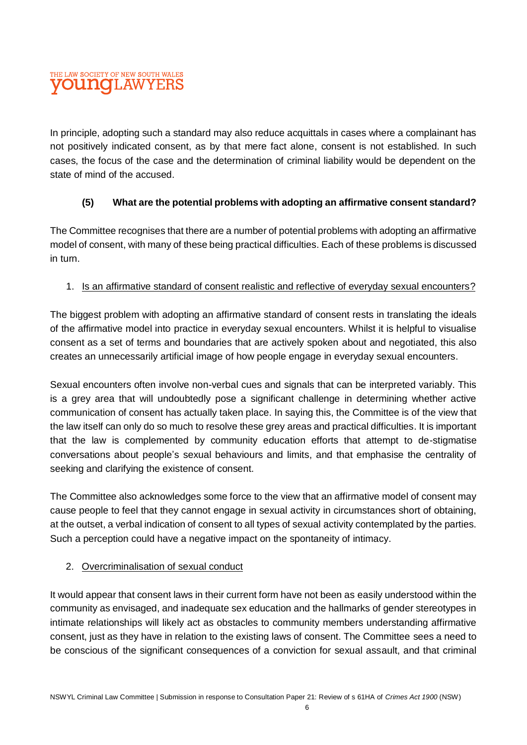In principle, adopting such a standard may also reduce acquittals in cases where a complainant has not positively indicated consent, as by that mere fact alone, consent is not established. In such cases, the focus of the case and the determination of criminal liability would be dependent on the state of mind of the accused.

### (5) What are the potential problems with adopting an affirmative consent standard?

The Committee recognises that there are a number of potential problems with adopting an affirmative model of consent, with many of these being practical difficulties. Each of these problems is discussed in turn.

1. Is an affirmative standard of consent realistic and reflective of everyday sexual encounters?

The biggest problem with adopting an affirmative standard of consent rests in translating the ideals of the affirmative model into practice in everyday sexual encounters. Whilst it is helpful to visualise consent as a set of terms and boundaries that are actively spoken about and negotiated, this also creates an unnecessarily artificial image of how people engage in everyday sexual encounters.

Sexual encounters often involve non-verbal cues and signals that can be interpreted variably. This is a grey area that will undoubtedly pose a significant challenge in determining whether active communication of consent has actually taken place. In saying this, the Committee is of the view that the law itself can only do so much to resolve these grey areas and practical difficulties. It is important that the law is complemented by community education efforts that attempt to de-stigmatise conversations about people's sexual behaviours and limits, and that emphasise the centrality of seeking and clarifying the existence of consent.

The Committee also acknowledges some force to the view that an affirmative model of consent may cause people to feel that they cannot engage in sexual activity in circumstances short of obtaining, at the outset, a verbal indication of consent to all types of sexual activity contemplated by the parties. Such a perception could have a negative impact on the spontaneity of intimacy.

2. Overcriminalisation of sexual conduct

It would appear that consent laws in their current form have not been as easily understood within the community as envisaged, and inadequate sex education and the hallmarks of gender stereotypes in intimate relationships will likely act as obstacles to community members understanding affirmative consent, just as they have in relation to the existing laws of consent. The Committee sees a need to be conscious of the significant consequences of a conviction for sexual assault, and that criminal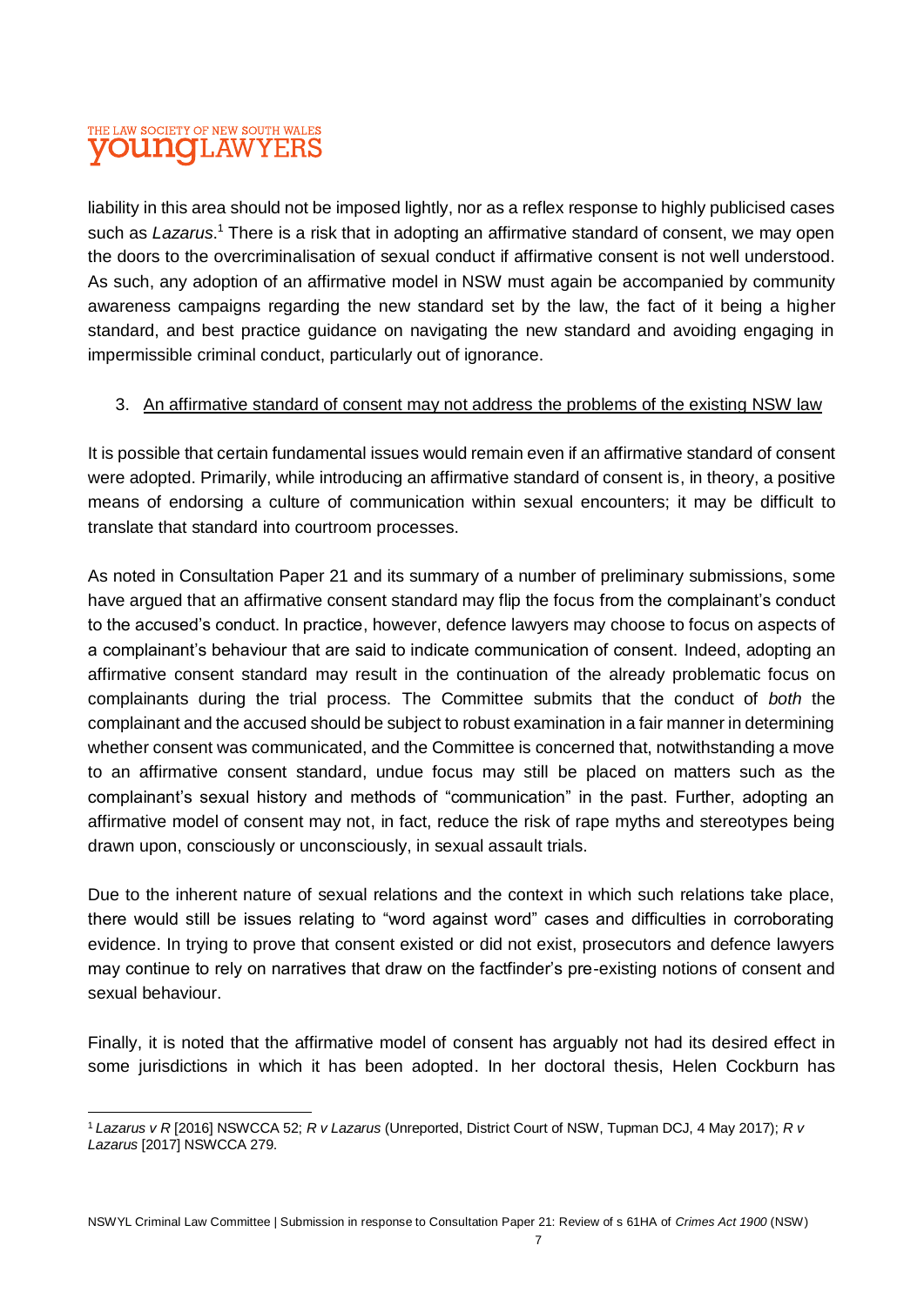liability in this area should not be imposed lightly, nor as a reflex response to highly publicised cases such as *Lazarus*.[1] There is a risk that in adopting an affirmative standard of consent, we may open the doors to the overcriminalisation of sexual conduct if affirmative consent is not well understood. As such, any adoption of an affirmative model in NSW must again be accompanied by community awareness campaigns regarding the new standard set by the law, the fact of it being a higher standard, and best practice guidance on navigating the new standard and avoiding engaging in impermissible criminal conduct, particularly out of ignorance.

3. <u>An affirmative standard of consent may not address the problems of the existing NSW law</u>

It is possible that certain fundamental issues would remain even if an affirmative standard of consent were adopted. Primarily, while introducing an affirmative standard of consent is, in theory, a positive means of endorsing a culture of communication within sexual encounters; it may be difficult to translate that standard into courtroom processes.

As noted in Consultation Paper 21 and its summary of a number of preliminary submissions, some have argued that an affirmative consent standard may flip the focus from the complainant's conduct to the accused's conduct. In practice, however, defence lawyers may choose to focus on aspects of a complainant's behaviour that are said to indicate communication of consent. Indeed, adopting an affirmative consent standard may result in the continuation of the already problematic focus on complainants during the trial process. The Committee submits that the conduct of *both* the complainant and the accused should be subject to robust examination in a fair manner in determining whether consent was communicated, and the Committee is concerned that, notwithstanding a move to an affirmative consent standard, undue focus may still be placed on matters such as the complainant's sexual history and methods of "communication" in the past. Further, adopting an affirmative model of consent may not, in fact, reduce the risk of rape myths and stereotypes being drawn upon, consciously or unconsciously, in sexual assault trials.

Due to the inherent nature of sexual relations and the context in which such relations take place, there would still be issues relating to "word against word" cases and difficulties in corroborating evidence. In trying to prove that consent existed or did not exist, prosecutors and defence lawyers may continue to rely on narratives that draw on the factfinder's pre-existing notions of consent and sexual behaviour.

Finally, it is noted that the affirmative model of consent has arguably not had its desired effect in some jurisdictions in which it has been adopted. In her doctoral thesis, Helen Cockburn has

---

[1] *Lazarus v R* [2016] NSWCCA 52; *R v Lazarus* (Unreported, District Court of NSW, Tupman DCJ, 4 May 2017); *R v Lazarus* [2017] NSWCCA 279.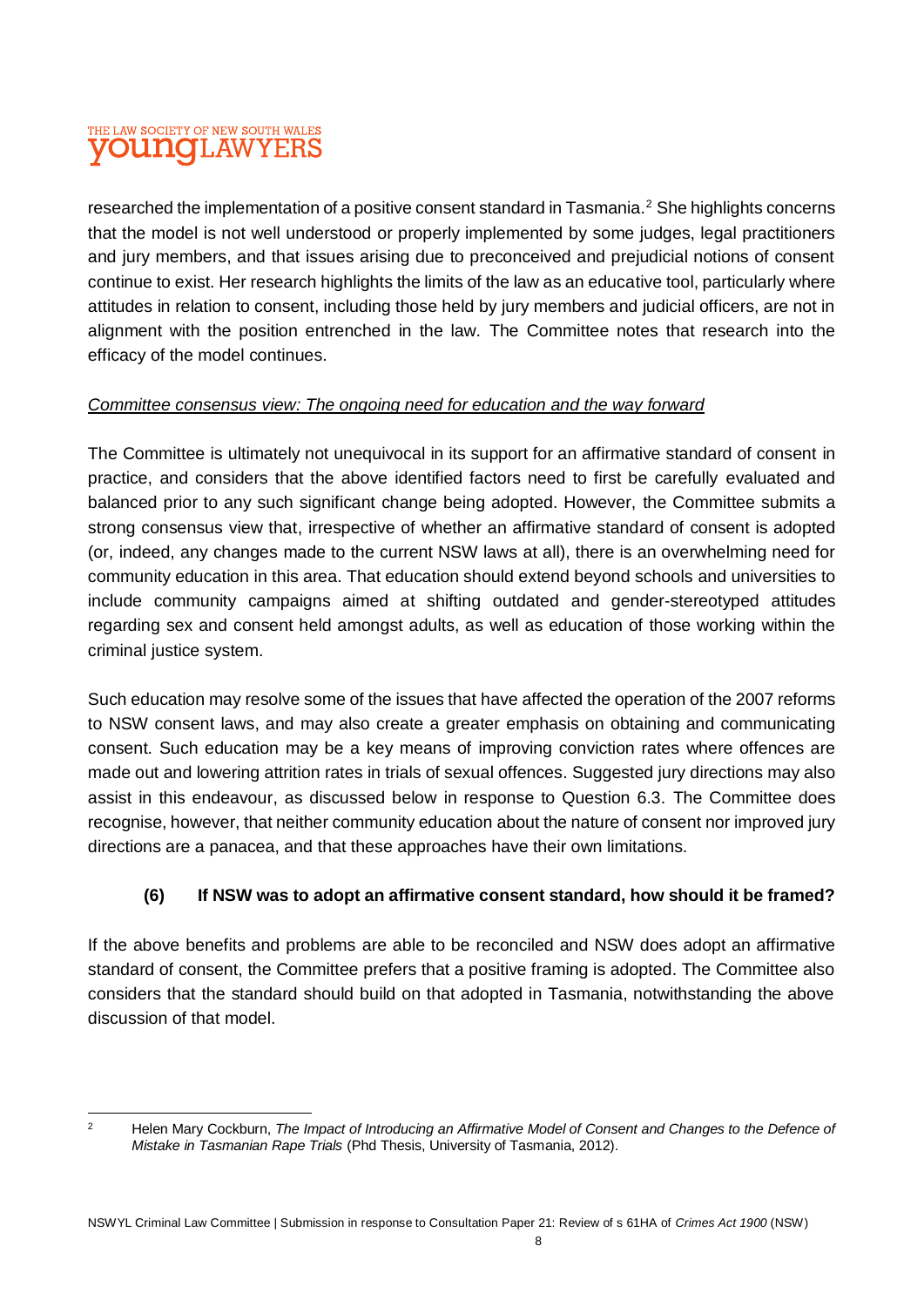researched the implementation of a positive consent standard in Tasmania.[2] She highlights concerns that the model is not well understood or properly implemented by some judges, legal practitioners and jury members, and that issues arising due to preconceived and prejudicial notions of consent continue to exist. Her research highlights the limits of the law as an educative tool, particularly where attitudes in relation to consent, including those held by jury members and judicial officers, are not in alignment with the position entrenched in the law. The Committee notes that research into the efficacy of the model continues.

*Committee consensus view: The ongoing need for education and the way forward*

The Committee is ultimately not unequivocal in its support for an affirmative standard of consent in practice, and considers that the above identified factors need to first be carefully evaluated and balanced prior to any such significant change being adopted. However, the Committee submits a strong consensus view that, irrespective of whether an affirmative standard of consent is adopted (or, indeed, any changes made to the current NSW laws at all), there is an overwhelming need for community education in this area. That education should extend beyond schools and universities to include community campaigns aimed at shifting outdated and gender-stereotyped attitudes regarding sex and consent held amongst adults, as well as education of those working within the criminal justice system.

Such education may resolve some of the issues that have affected the operation of the 2007 reforms to NSW consent laws, and may also create a greater emphasis on obtaining and communicating consent. Such education may be a key means of improving conviction rates where offences are made out and lowering attrition rates in trials of sexual offences. Suggested jury directions may also assist in this endeavour, as discussed below in response to Question 6.3. The Committee does recognise, however, that neither community education about the nature of consent nor improved jury directions are a panacea, and that these approaches have their own limitations.

### (6) If NSW was to adopt an affirmative consent standard, how should it be framed?

If the above benefits and problems are able to be reconciled and NSW does adopt an affirmative standard of consent, the Committee prefers that a positive framing is adopted. The Committee also considers that the standard should build on that adopted in Tasmania, notwithstanding the above discussion of that model.

---

[2] Helen Mary Cockburn, *The Impact of Introducing an Affirmative Model of Consent and Changes to the Defence of Mistake in Tasmanian Rape Trials* (Phd Thesis, University of Tasmania, 2012).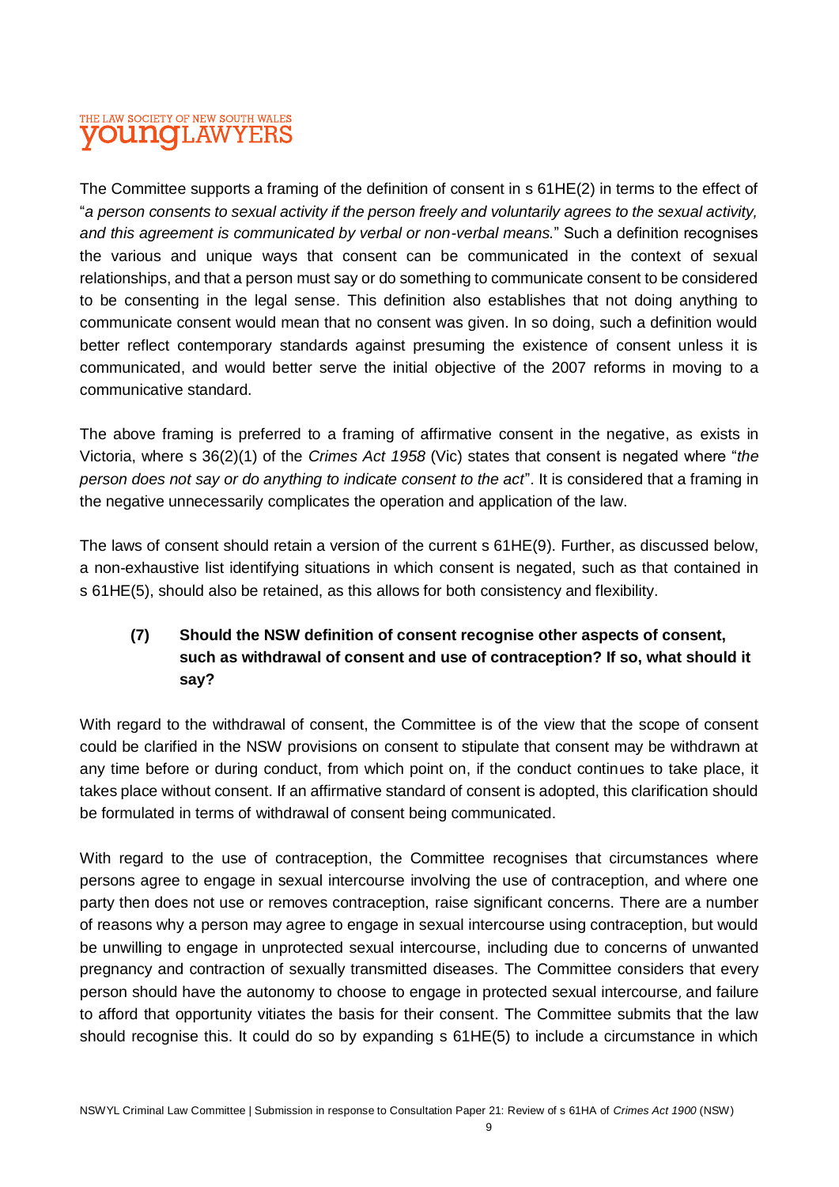The Committee supports a framing of the definition of consent in s 61HE(2) in terms to the effect of "*a person consents to sexual activity if the person freely and voluntarily agrees to the sexual activity, and this agreement is communicated by verbal or non-verbal means.*" Such a definition recognises the various and unique ways that consent can be communicated in the context of sexual relationships, and that a person must say or do something to communicate consent to be considered to be consenting in the legal sense. This definition also establishes that not doing anything to communicate consent would mean that no consent was given. In so doing, such a definition would better reflect contemporary standards against presuming the existence of consent unless it is communicated, and would better serve the initial objective of the 2007 reforms in moving to a communicative standard.

The above framing is preferred to a framing of affirmative consent in the negative, as exists in Victoria, where s 36(2)(1) of the *Crimes Act 1958* (Vic) states that consent is negated where "*the person does not say or do anything to indicate consent to the act*". It is considered that a framing in the negative unnecessarily complicates the operation and application of the law.

The laws of consent should retain a version of the current s 61HE(9). Further, as discussed below, a non-exhaustive list identifying situations in which consent is negated, such as that contained in s 61HE(5), should also be retained, as this allows for both consistency and flexibility.

### (7) Should the NSW definition of consent recognise other aspects of consent, such as withdrawal of consent and use of contraception? If so, what should it say?

With regard to the withdrawal of consent, the Committee is of the view that the scope of consent could be clarified in the NSW provisions on consent to stipulate that consent may be withdrawn at any time before or during conduct, from which point on, if the conduct continues to take place, it takes place without consent. If an affirmative standard of consent is adopted, this clarification should be formulated in terms of withdrawal of consent being communicated.

With regard to the use of contraception, the Committee recognises that circumstances where persons agree to engage in sexual intercourse involving the use of contraception, and where one party then does not use or removes contraception, raise significant concerns. There are a number of reasons why a person may agree to engage in sexual intercourse using contraception, but would be unwilling to engage in unprotected sexual intercourse, including due to concerns of unwanted pregnancy and contraction of sexually transmitted diseases. The Committee considers that every person should have the autonomy to choose to engage in protected sexual intercourse, and failure to afford that opportunity vitiates the basis for their consent. The Committee submits that the law should recognise this. It could do so by expanding s 61HE(5) to include a circumstance in which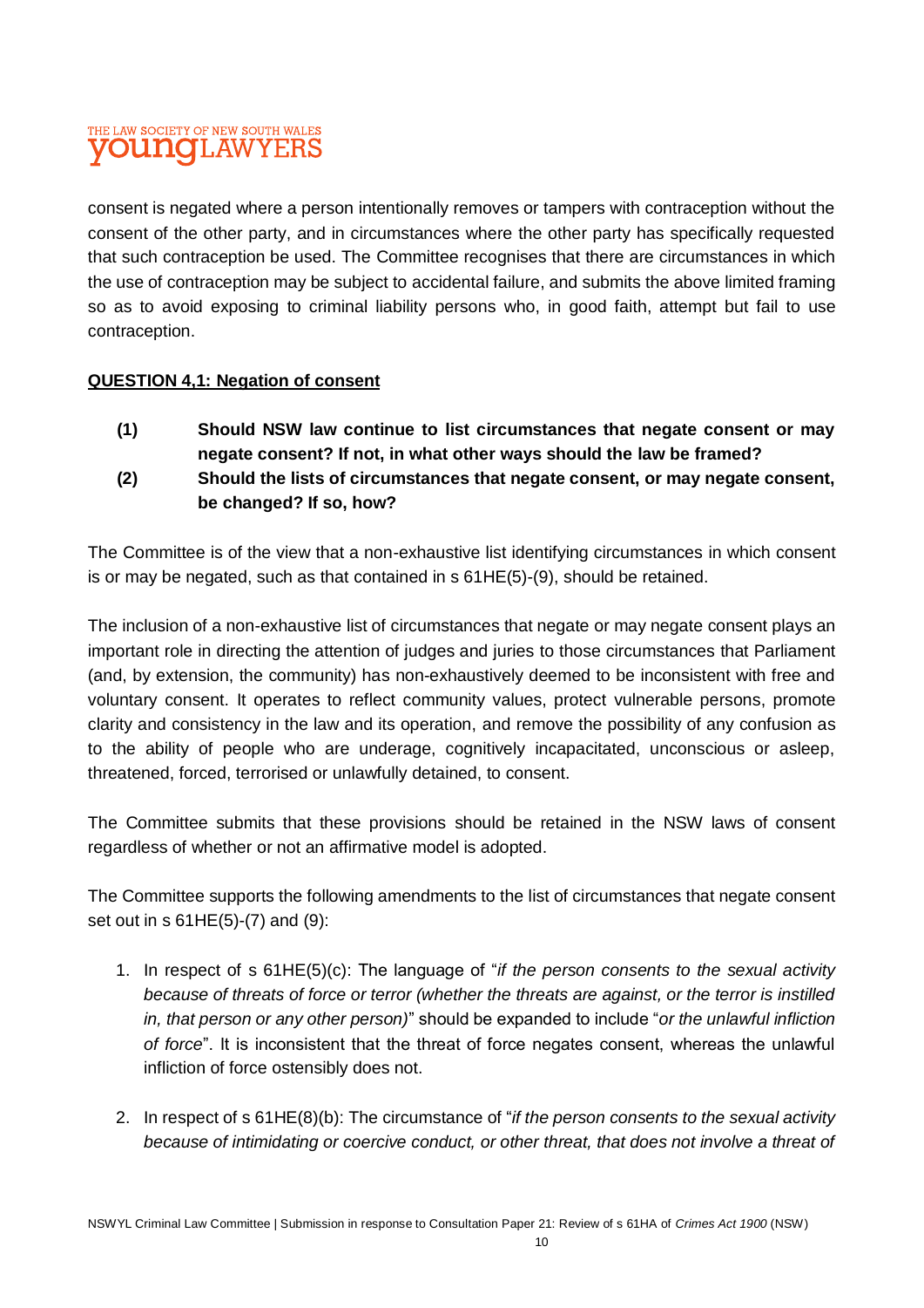consent is negated where a person intentionally removes or tampers with contraception without the consent of the other party, and in circumstances where the other party has specifically requested that such contraception be used. The Committee recognises that there are circumstances in which the use of contraception may be subject to accidental failure, and submits the above limited framing so as to avoid exposing to criminal liability persons who, in good faith, attempt but fail to use contraception.

**QUESTION 4,1: Negation of consent**

**(1) Should NSW law continue to list circumstances that negate consent or may negate consent? If not, in what other ways should the law be framed?**

**(2) Should the lists of circumstances that negate consent, or may negate consent, be changed? If so, how?**

The Committee is of the view that a non-exhaustive list identifying circumstances in which consent is or may be negated, such as that contained in s 61HE(5)-(9), should be retained.

The inclusion of a non-exhaustive list of circumstances that negate or may negate consent plays an important role in directing the attention of judges and juries to those circumstances that Parliament (and, by extension, the community) has non-exhaustively deemed to be inconsistent with free and voluntary consent. It operates to reflect community values, protect vulnerable persons, promote clarity and consistency in the law and its operation, and remove the possibility of any confusion as to the ability of people who are underage, cognitively incapacitated, unconscious or asleep, threatened, forced, terrorised or unlawfully detained, to consent.

The Committee submits that these provisions should be retained in the NSW laws of consent regardless of whether or not an affirmative model is adopted.

The Committee supports the following amendments to the list of circumstances that negate consent set out in s 61HE(5)-(7) and (9):

1. In respect of s 61HE(5)(c): The language of "*if the person consents to the sexual activity because of threats of force or terror (whether the threats are against, or the terror is instilled in, that person or any other person)*" should be expanded to include "*or the unlawful infliction of force*". It is inconsistent that the threat of force negates consent, whereas the unlawful infliction of force ostensibly does not.

2. In respect of s 61HE(8)(b): The circumstance of "*if the person consents to the sexual activity because of intimidating or coercive conduct, or other threat, that does not involve a threat of*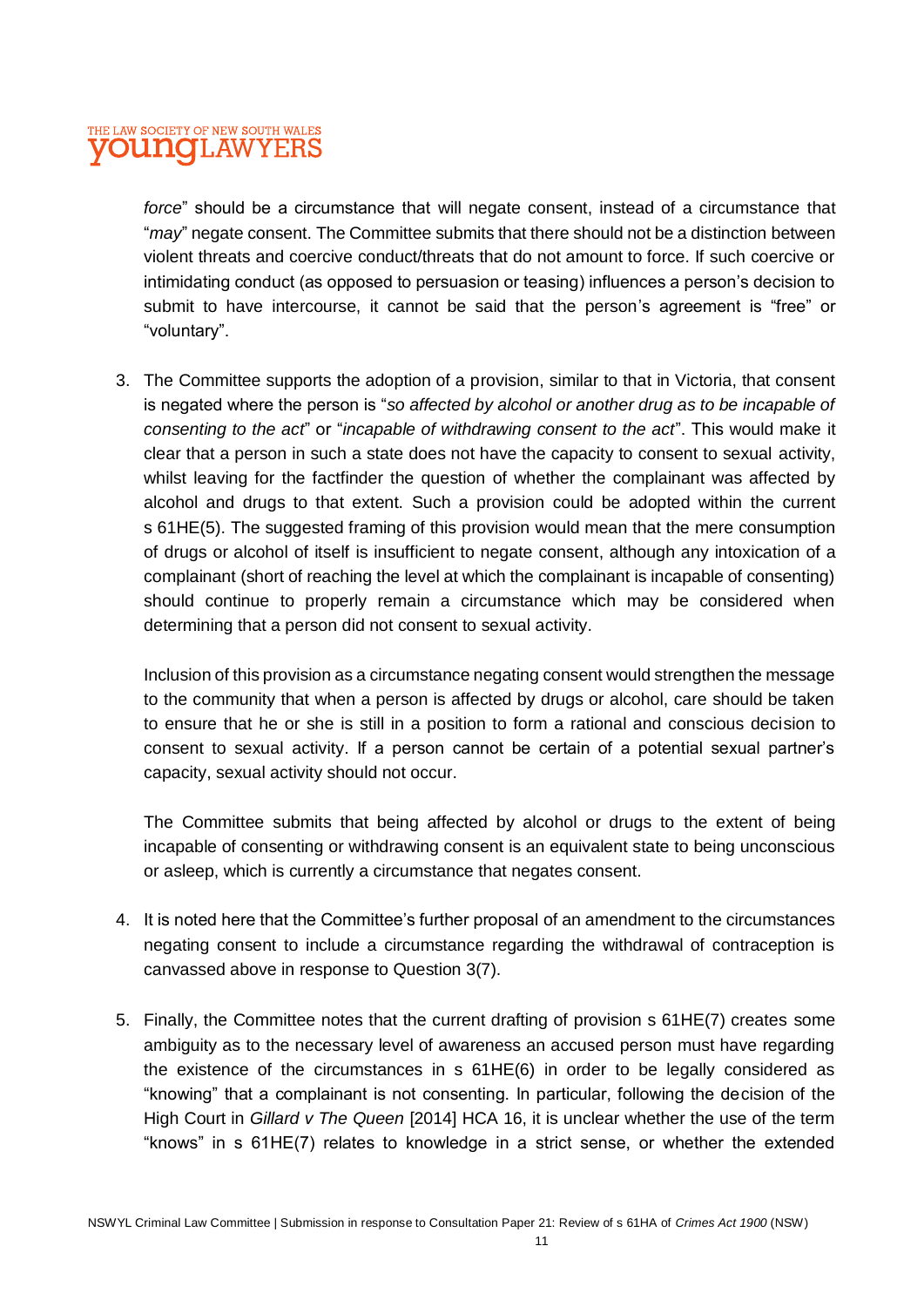*force*" should be a circumstance that will negate consent, instead of a circumstance that "*may*" negate consent. The Committee submits that there should not be a distinction between violent threats and coercive conduct/threats that do not amount to force. If such coercive or intimidating conduct (as opposed to persuasion or teasing) influences a person's decision to submit to have intercourse, it cannot be said that the person's agreement is "free" or "voluntary".

3. The Committee supports the adoption of a provision, similar to that in Victoria, that consent is negated where the person is "*so affected by alcohol or another drug as to be incapable of consenting to the act*" or "*incapable of withdrawing consent to the act*". This would make it clear that a person in such a state does not have the capacity to consent to sexual activity, whilst leaving for the factfinder the question of whether the complainant was affected by alcohol and drugs to that extent. Such a provision could be adopted within the current s 61HE(5). The suggested framing of this provision would mean that the mere consumption of drugs or alcohol of itself is insufficient to negate consent, although any intoxication of a complainant (short of reaching the level at which the complainant is incapable of consenting) should continue to properly remain a circumstance which may be considered when determining that a person did not consent to sexual activity.

   Inclusion of this provision as a circumstance negating consent would strengthen the message to the community that when a person is affected by drugs or alcohol, care should be taken to ensure that he or she is still in a position to form a rational and conscious decision to consent to sexual activity. If a person cannot be certain of a potential sexual partner's capacity, sexual activity should not occur.

   The Committee submits that being affected by alcohol or drugs to the extent of being incapable of consenting or withdrawing consent is an equivalent state to being unconscious or asleep, which is currently a circumstance that negates consent.

4. It is noted here that the Committee's further proposal of an amendment to the circumstances negating consent to include a circumstance regarding the withdrawal of contraception is canvassed above in response to Question 3(7).

5. Finally, the Committee notes that the current drafting of provision s 61HE(7) creates some ambiguity as to the necessary level of awareness an accused person must have regarding the existence of the circumstances in s 61HE(6) in order to be legally considered as "knowing" that a complainant is not consenting. In particular, following the decision of the High Court in *Gillard v The Queen* [2014] HCA 16, it is unclear whether the use of the term "knows" in s 61HE(7) relates to knowledge in a strict sense, or whether the extended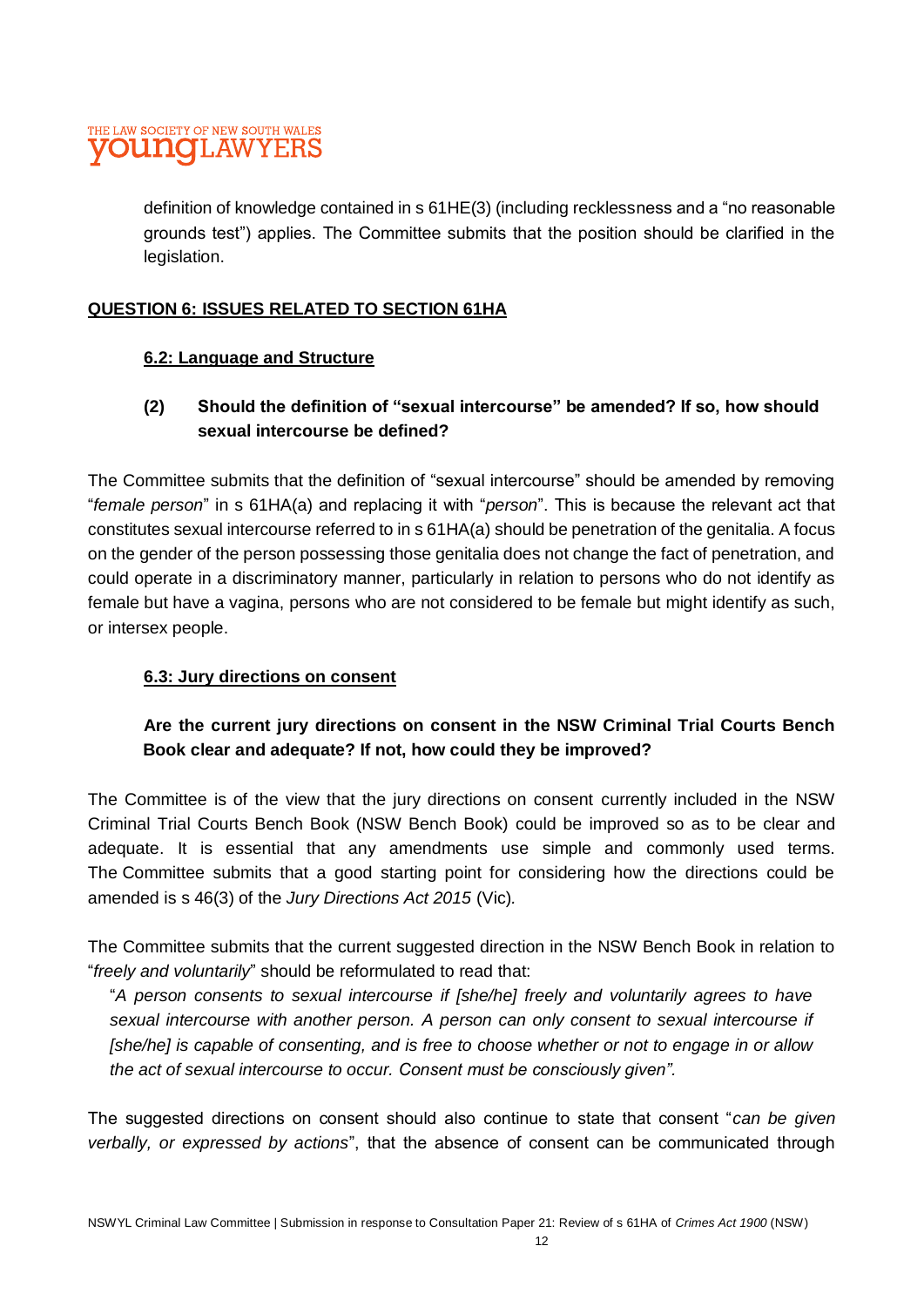definition of knowledge contained in s 61HE(3) (including recklessness and a "no reasonable grounds test") applies. The Committee submits that the position should be clarified in the legislation.

## QUESTION 6: ISSUES RELATED TO SECTION 61HA

### 6.2: Language and Structure

#### (2) Should the definition of "sexual intercourse" be amended? If so, how should sexual intercourse be defined?

The Committee submits that the definition of "sexual intercourse" should be amended by removing "*female person*" in s 61HA(a) and replacing it with "*person*". This is because the relevant act that constitutes sexual intercourse referred to in s 61HA(a) should be penetration of the genitalia. A focus on the gender of the person possessing those genitalia does not change the fact of penetration, and could operate in a discriminatory manner, particularly in relation to persons who do not identify as female but have a vagina, persons who are not considered to be female but might identify as such, or intersex people.

### 6.3: Jury directions on consent

#### Are the current jury directions on consent in the NSW Criminal Trial Courts Bench Book clear and adequate? If not, how could they be improved?

The Committee is of the view that the jury directions on consent currently included in the NSW Criminal Trial Courts Bench Book (NSW Bench Book) could be improved so as to be clear and adequate. It is essential that any amendments use simple and commonly used terms. The Committee submits that a good starting point for considering how the directions could be amended is s 46(3) of the *Jury Directions Act 2015* (Vic).

The Committee submits that the current suggested direction in the NSW Bench Book in relation to "*freely and voluntarily*" should be reformulated to read that:

> "*A person consents to sexual intercourse if [she/he] freely and voluntarily agrees to have sexual intercourse with another person. A person can only consent to sexual intercourse if [she/he] is capable of consenting, and is free to choose whether or not to engage in or allow the act of sexual intercourse to occur. Consent must be consciously given".*

The suggested directions on consent should also continue to state that consent "*can be given verbally, or expressed by actions*", that the absence of consent can be communicated through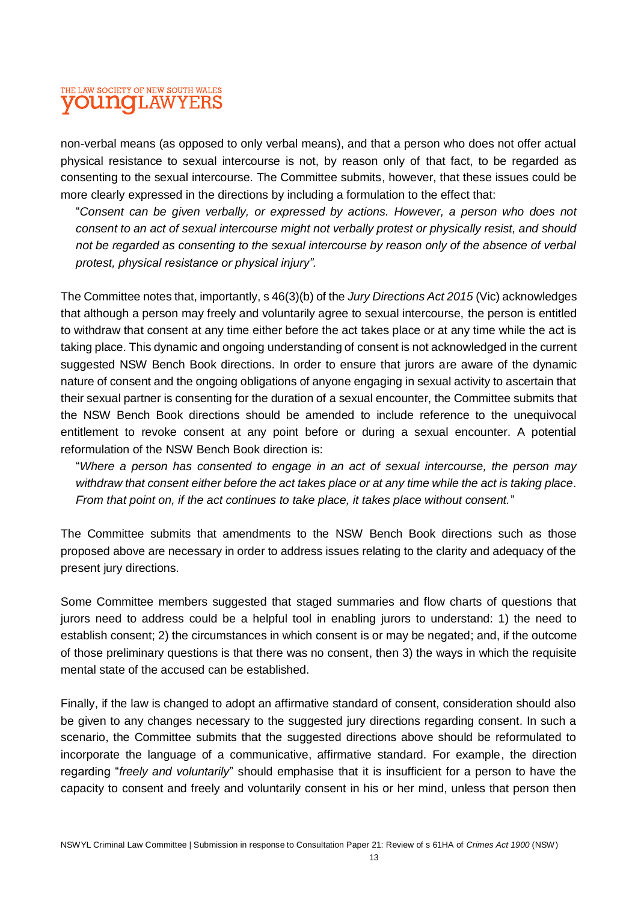non-verbal means (as opposed to only verbal means), and that a person who does not offer actual physical resistance to sexual intercourse is not, by reason only of that fact, to be regarded as consenting to the sexual intercourse. The Committee submits, however, that these issues could be more clearly expressed in the directions by including a formulation to the effect that:

> "*Consent can be given verbally, or expressed by actions. However, a person who does not consent to an act of sexual intercourse might not verbally protest or physically resist, and should not be regarded as consenting to the sexual intercourse by reason only of the absence of verbal protest, physical resistance or physical injury".*

The Committee notes that, importantly, s 46(3)(b) of the *Jury Directions Act 2015* (Vic) acknowledges that although a person may freely and voluntarily agree to sexual intercourse, the person is entitled to withdraw that consent at any time either before the act takes place or at any time while the act is taking place. This dynamic and ongoing understanding of consent is not acknowledged in the current suggested NSW Bench Book directions. In order to ensure that jurors are aware of the dynamic nature of consent and the ongoing obligations of anyone engaging in sexual activity to ascertain that their sexual partner is consenting for the duration of a sexual encounter, the Committee submits that the NSW Bench Book directions should be amended to include reference to the unequivocal entitlement to revoke consent at any point before or during a sexual encounter. A potential reformulation of the NSW Bench Book direction is:

> "*Where a person has consented to engage in an act of sexual intercourse, the person may withdraw that consent either before the act takes place or at any time while the act is taking place. From that point on, if the act continues to take place, it takes place without consent.*"

The Committee submits that amendments to the NSW Bench Book directions such as those proposed above are necessary in order to address issues relating to the clarity and adequacy of the present jury directions.

Some Committee members suggested that staged summaries and flow charts of questions that jurors need to address could be a helpful tool in enabling jurors to understand: 1) the need to establish consent; 2) the circumstances in which consent is or may be negated; and, if the outcome of those preliminary questions is that there was no consent, then 3) the ways in which the requisite mental state of the accused can be established.

Finally, if the law is changed to adopt an affirmative standard of consent, consideration should also be given to any changes necessary to the suggested jury directions regarding consent. In such a scenario, the Committee submits that the suggested directions above should be reformulated to incorporate the language of a communicative, affirmative standard. For example, the direction regarding "*freely and voluntarily*" should emphasise that it is insufficient for a person to have the capacity to consent and freely and voluntarily consent in his or her mind, unless that person then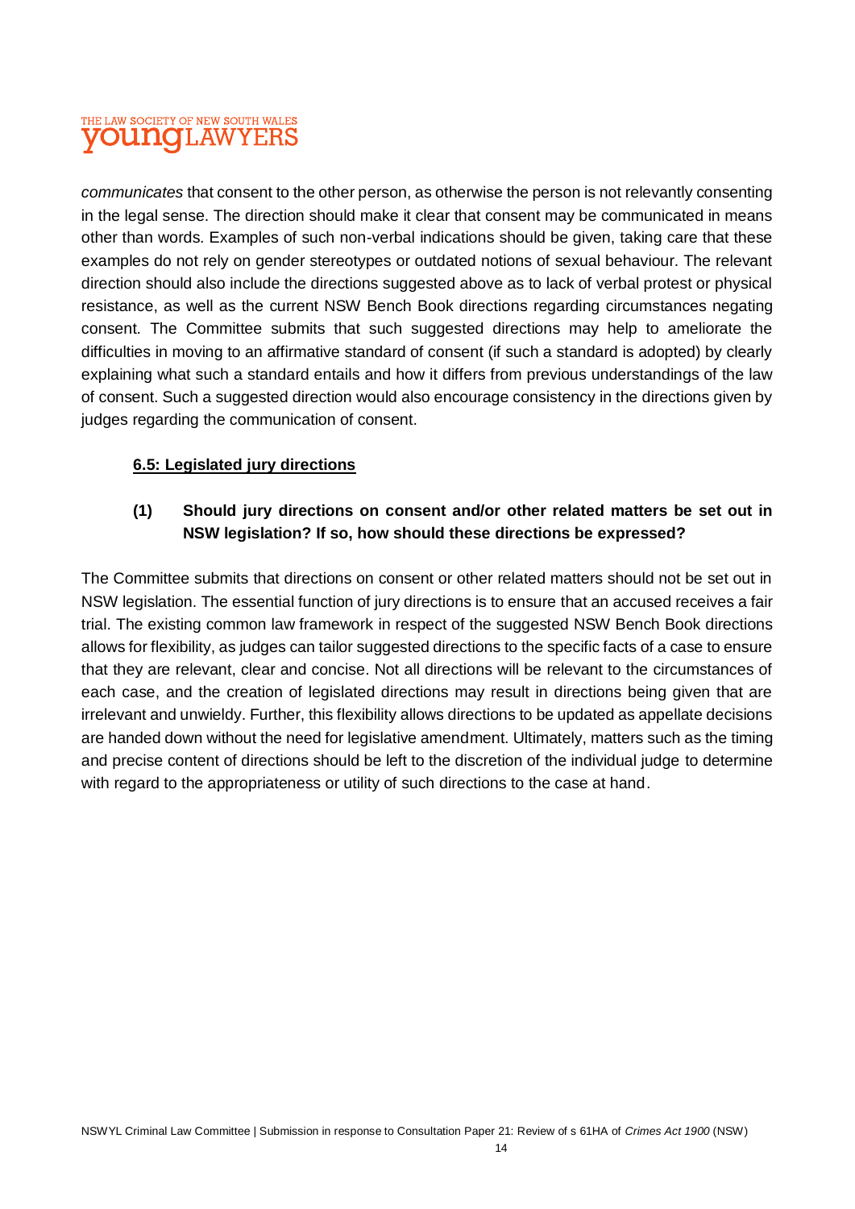*communicates* that consent to the other person, as otherwise the person is not relevantly consenting in the legal sense. The direction should make it clear that consent may be communicated in means other than words. Examples of such non-verbal indications should be given, taking care that these examples do not rely on gender stereotypes or outdated notions of sexual behaviour. The relevant direction should also include the directions suggested above as to lack of verbal protest or physical resistance, as well as the current NSW Bench Book directions regarding circumstances negating consent. The Committee submits that such suggested directions may help to ameliorate the difficulties in moving to an affirmative standard of consent (if such a standard is adopted) by clearly explaining what such a standard entails and how it differs from previous understandings of the law of consent. Such a suggested direction would also encourage consistency in the directions given by judges regarding the communication of consent.

**<u>6.5: Legislated jury directions</u>**

**(1) Should jury directions on consent and/or other related matters be set out in NSW legislation? If so, how should these directions be expressed?**

The Committee submits that directions on consent or other related matters should not be set out in NSW legislation. The essential function of jury directions is to ensure that an accused receives a fair trial. The existing common law framework in respect of the suggested NSW Bench Book directions allows for flexibility, as judges can tailor suggested directions to the specific facts of a case to ensure that they are relevant, clear and concise. Not all directions will be relevant to the circumstances of each case, and the creation of legislated directions may result in directions being given that are irrelevant and unwieldy. Further, this flexibility allows directions to be updated as appellate decisions are handed down without the need for legislative amendment. Ultimately, matters such as the timing and precise content of directions should be left to the discretion of the individual judge to determine with regard to the appropriateness or utility of such directions to the case at hand.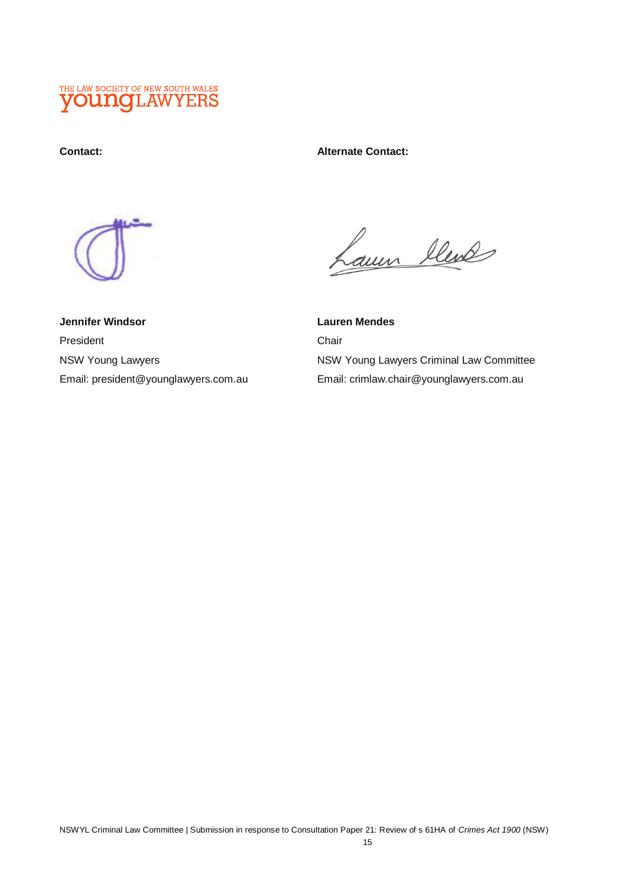**Contact:**

**Jennifer Windsor**
President
NSW Young Lawyers
Email: president@younglawyers.com.au

**Alternate Contact:**

**Lauren Mendes**
Chair
NSW Young Lawyers Criminal Law Committee
Email: crimlaw.chair@younglawyers.com.au